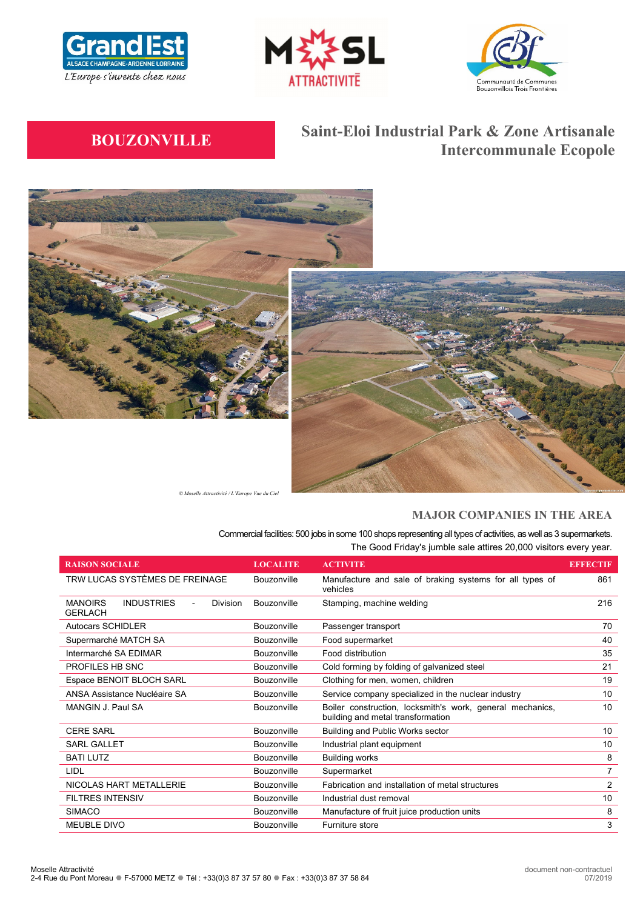# BOUZONVILLE

## Saint-Eloi Industrial Park & Zone Artisanale Intercommunale Ecopole

*© Moselle Attractivité / L'Europe Vue du Ciel*

## MAJOR COMPANIES IN THE AREA

Commercial facilities: 500 jobs in some 100 shops representing all types of activities, as well as 3 supermarkets. The Good Friday's jumble sale attires 20,000 visitors every year.

| RAISON SOCIALE | LOCALITE | ACTIVITE | EFFECTIF |
|---|---|---|---|
| TRW LUCAS SYSTÈMES DE FREINAGE | Bouzonville | Manufacture and sale of braking systems for all types of vehicles | 861 |
| MANOIRS INDUSTRIES - Division GERLACH | Bouzonville | Stamping, machine welding | 216 |
| Autocars SCHIDLER | Bouzonville | Passenger transport | 70 |
| Supermarché MATCH SA | Bouzonville | Food supermarket | 40 |
| Intermarché SA EDIMAR | Bouzonville | Food distribution | 35 |
| PROFILES HB SNC | Bouzonville | Cold forming by folding of galvanized steel | 21 |
| Espace BENOIT BLOCH SARL | Bouzonville | Clothing for men, women, children | 19 |
| ANSA Assistance Nucléaire SA | Bouzonville | Service company specialized in the nuclear industry | 10 |
| MANGIN J. Paul SA | Bouzonville | Boiler construction, locksmith's work, general mechanics, building and metal transformation | 10 |
| CERE SARL | Bouzonville | Building and Public Works sector | 10 |
| SARL GALLET | Bouzonville | Industrial plant equipment | 10 |
| BATI LUTZ | Bouzonville | Building works | 8 |
| LIDL | Bouzonville | Supermarket | 7 |
| NICOLAS HART METALLERIE | Bouzonville | Fabrication and installation of metal structures | 2 |
| FILTRES INTENSIV | Bouzonville | Industrial dust removal | 10 |
| SIMACO | Bouzonville | Manufacture of fruit juice production units | 8 |
| MEUBLE DIVO | Bouzonville | Furniture store | 3 |

Moselle Attractivité
2-4 Rue du Pont Moreau ● F-57000 METZ ● Tél : +33(0)3 87 37 57 80 ● Fax : +33(0)3 87 37 58 84

document non-contractuel
07/2019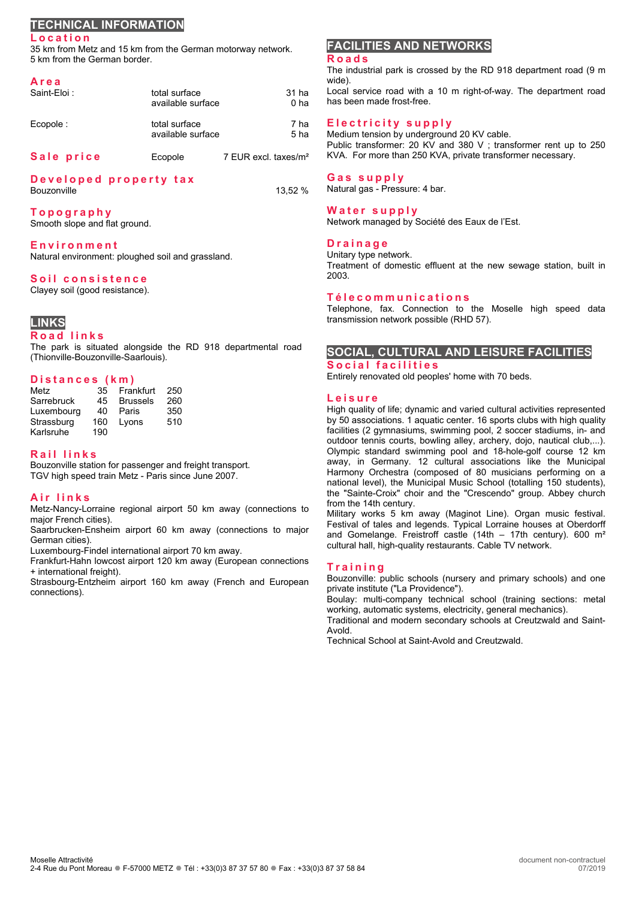# TECHNICAL INFORMATION

## Location

35 km from Metz and 15 km from the German motorway network.
5 km from the German border.

## Area

| | | |
|---|---|---|
| Saint-Eloi : | total surface | 31 ha |
| | available surface | 0 ha |
| Ecopole : | total surface | 7 ha |
| | available surface | 5 ha |

## Sale price

Ecopole — 7 EUR excl. taxes/m²

## Developed property tax

Bouzonville — 13,52 %

## Topography

Smooth slope and flat ground.

## Environment

Natural environment: ploughed soil and grassland.

## Soil consistence

Clayey soil (good resistance).

# LINKS

## Road links

The park is situated alongside the RD 918 departmental road (Thionville-Bouzonville-Saarlouis).

## Distances (km)

| | | | |
|---|---|---|---|
| Metz | 35 | Frankfurt | 250 |
| Sarrebruck | 45 | Brussels | 260 |
| Luxembourg | 40 | Paris | 350 |
| Strassburg | 160 | Lyons | 510 |
| Karlsruhe | 190 | | |

## Rail links

Bouzonville station for passenger and freight transport.
TGV high speed train Metz - Paris since June 2007.

## Air links

Metz-Nancy-Lorraine regional airport 50 km away (connections to major French cities).
Saarbrucken-Ensheim airport 60 km away (connections to major German cities).
Luxembourg-Findel international airport 70 km away.
Frankfurt-Hahn lowcost airport 120 km away (European connections + international freight).
Strasbourg-Entzheim airport 160 km away (French and European connections).

# FACILITIES AND NETWORKS

## Roads

The industrial park is crossed by the RD 918 department road (9 m wide).
Local service road with a 10 m right-of-way. The department road has been made frost-free.

## Electricity supply

Medium tension by underground 20 KV cable.
Public transformer: 20 KV and 380 V ; transformer rent up to 250 KVA. For more than 250 KVA, private transformer necessary.

## Gas supply

Natural gas - Pressure: 4 bar.

## Water supply

Network managed by Société des Eaux de l'Est.

## Drainage

Unitary type network.
Treatment of domestic effluent at the new sewage station, built in 2003.

## Télécommunications

Telephone, fax. Connection to the Moselle high speed data transmission network possible (RHD 57).

# SOCIAL, CULTURAL AND LEISURE FACILITIES

## Social facilities

Entirely renovated old peoples' home with 70 beds.

## Leisure

High quality of life; dynamic and varied cultural activities represented by 50 associations. 1 aquatic center. 16 sports clubs with high quality facilities (2 gymnasiums, swimming pool, 2 soccer stadiums, in- and outdoor tennis courts, bowling alley, archery, dojo, nautical club,...). Olympic standard swimming pool and 18-hole-golf course 12 km away, in Germany. 12 cultural associations like the Municipal Harmony Orchestra (composed of 80 musicians performing on a national level), the Municipal Music School (totalling 150 students), the "Sainte-Croix" choir and the "Crescendo" group. Abbey church from the 14th century.
Military works 5 km away (Maginot Line). Organ music festival. Festival of tales and legends. Typical Lorraine houses at Oberdorff and Gomelange. Freistroff castle (14th – 17th century). 600 m² cultural hall, high-quality restaurants. Cable TV network.

## Training

Bouzonville: public schools (nursery and primary schools) and one private institute ("La Providence").
Boulay: multi-company technical school (training sections: metal working, automatic systems, electricity, general mechanics).
Traditional and modern secondary schools at Creutzwald and Saint-Avold.
Technical School at Saint-Avold and Creutzwald.

Moselle Attractivité
2-4 Rue du Pont Moreau ● F-57000 METZ ● Tél : +33(0)3 87 37 57 80 ● Fax : +33(0)3 87 37 58 84

document non-contractuel
07/2019